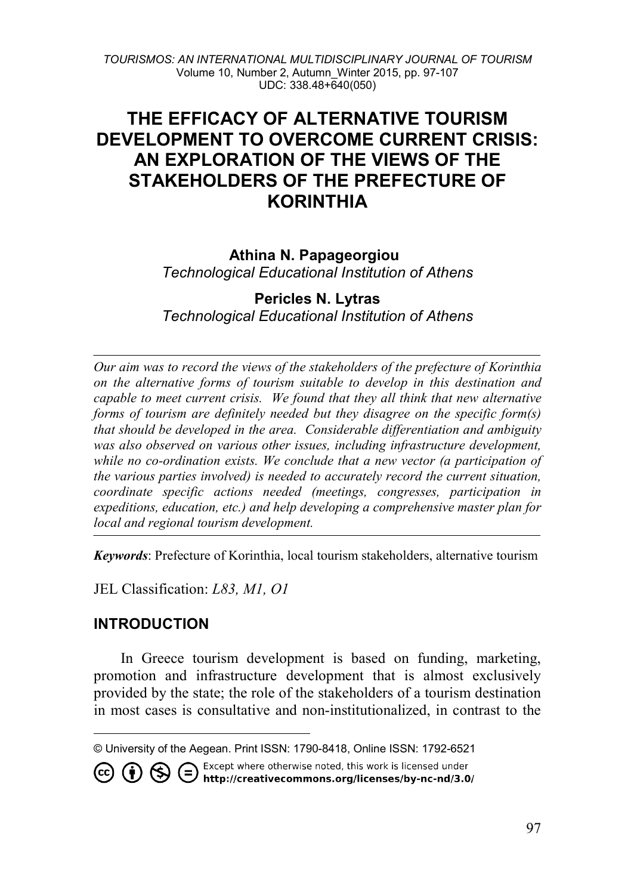# THE EFFICACY OF ALTERNATIVE TOURISM DEVELOPMENT TO OVERCOME CURRENT CRISIS: AN EXPLORATION OF THE VIEWS OF THE STAKEHOLDERS OF THE PREFECTURE OF KORINTHIA

**Athina N. Papageorgiou**
*Technological Educational Institution of Athens*

**Pericles N. Lytras**
*Technological Educational Institution of Athens*

---

*Our aim was to record the views of the stakeholders of the prefecture of Korinthia on the alternative forms of tourism suitable to develop in this destination and capable to meet current crisis. We found that they all think that new alternative forms of tourism are definitely needed but they disagree on the specific form(s) that should be developed in the area. Considerable differentiation and ambiguity was also observed on various other issues, including infrastructure development, while no co-ordination exists. We conclude that a new vector (a participation of the various parties involved) is needed to accurately record the current situation, coordinate specific actions needed (meetings, congresses, participation in expeditions, education, etc.) and help developing a comprehensive master plan for local and regional tourism development.*

---

***Keywords***: Prefecture of Korinthia, local tourism stakeholders, alternative tourism

JEL Classification: *L83, M1, O1*

## INTRODUCTION

In Greece tourism development is based on funding, marketing, promotion and infrastructure development that is almost exclusively provided by the state; the role of the stakeholders of a tourism destination in most cases is consultative and non-institutionalized, in contrast to the

---

© University of the Aegean. Print ISSN: 1790-8418, Online ISSN: 1792-6521

Except where otherwise noted, this work is licensed under http://creativecommons.org/licenses/by-nc-nd/3.0/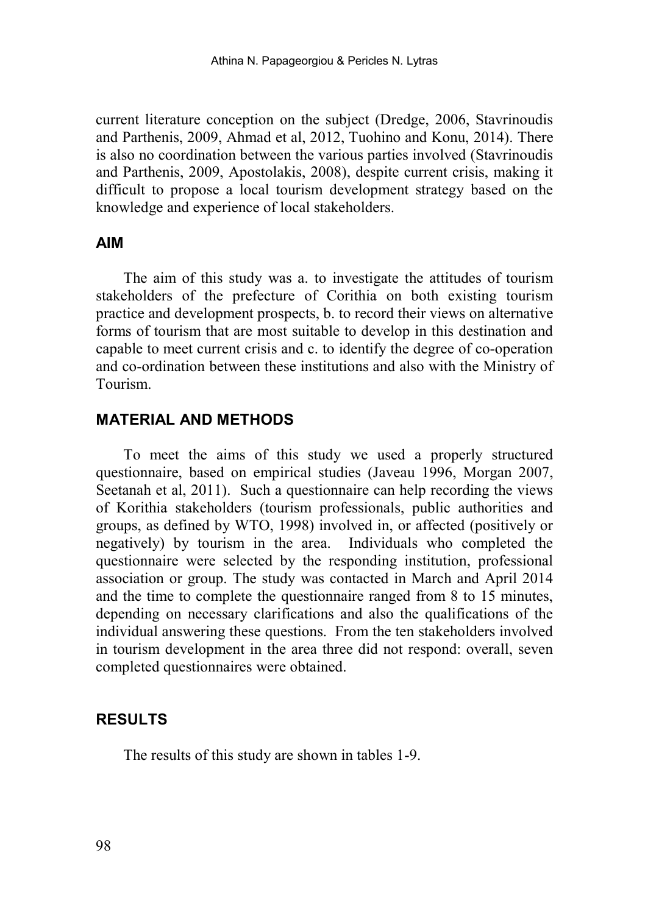current literature conception on the subject (Dredge, 2006, Stavrinoudis and Parthenis, 2009, Ahmad et al, 2012, Tuohino and Konu, 2014). There is also no coordination between the various parties involved (Stavrinoudis and Parthenis, 2009, Apostolakis, 2008), despite current crisis, making it difficult to propose a local tourism development strategy based on the knowledge and experience of local stakeholders.

## AIM

The aim of this study was a. to investigate the attitudes of tourism stakeholders of the prefecture of Corithia on both existing tourism practice and development prospects, b. to record their views on alternative forms of tourism that are most suitable to develop in this destination and capable to meet current crisis and c. to identify the degree of co-operation and co-ordination between these institutions and also with the Ministry of Tourism.

## MATERIAL AND METHODS

To meet the aims of this study we used a properly structured questionnaire, based on empirical studies (Javeau 1996, Morgan 2007, Seetanah et al, 2011). Such a questionnaire can help recording the views of Korithia stakeholders (tourism professionals, public authorities and groups, as defined by WTO, 1998) involved in, or affected (positively or negatively) by tourism in the area. Individuals who completed the questionnaire were selected by the responding institution, professional association or group. The study was contacted in March and April 2014 and the time to complete the questionnaire ranged from 8 to 15 minutes, depending on necessary clarifications and also the qualifications of the individual answering these questions. From the ten stakeholders involved in tourism development in the area three did not respond: overall, seven completed questionnaires were obtained.

## RESULTS

The results of this study are shown in tables 1-9.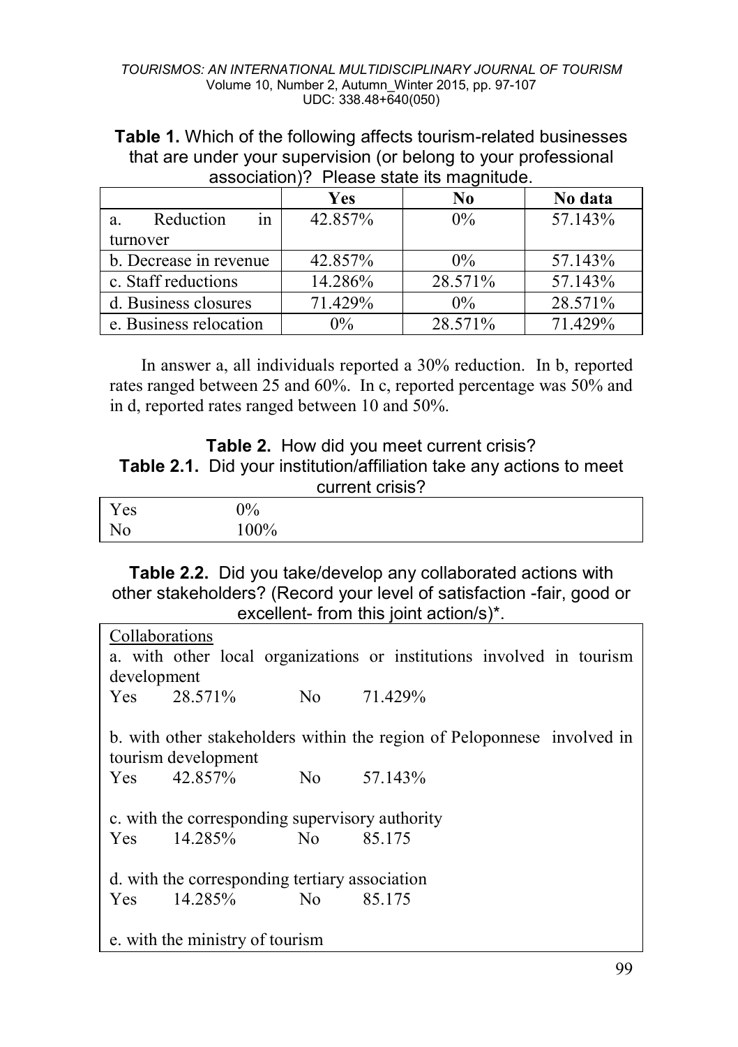**Table 1.** Which of the following affects tourism-related businesses that are under your supervision (or belong to your professional association)? Please state its magnitude.

| | Yes | No | No data |
|---|---|---|---|
| a. Reduction in turnover | 42.857% | 0% | 57.143% |
| b. Decrease in revenue | 42.857% | 0% | 57.143% |
| c. Staff reductions | 14.286% | 28.571% | 57.143% |
| d. Business closures | 71.429% | 0% | 28.571% |
| e. Business relocation | 0% | 28.571% | 71.429% |

In answer a, all individuals reported a 30% reduction. In b, reported rates ranged between 25 and 60%. In c, reported percentage was 50% and in d, reported rates ranged between 10 and 50%.

**Table 2.** How did you meet current crisis?

**Table 2.1.** Did your institution/affiliation take any actions to meet current crisis?

| | |
|---|---|
| Yes | 0% |
| No | 100% |

**Table 2.2.** Did you take/develop any collaborated actions with other stakeholders? (Record your level of satisfaction -fair, good or excellent- from this joint action/s)*.

Collaborations

a. with other local organizations or institutions involved in tourism development

Yes 28.571% No 71.429%

b. with other stakeholders within the region of Peloponnese involved in tourism development

Yes 42.857% No 57.143%

c. with the corresponding supervisory authority

Yes 14.285% No 85.175

d. with the corresponding tertiary association

Yes 14.285% No 85.175

e. with the ministry of tourism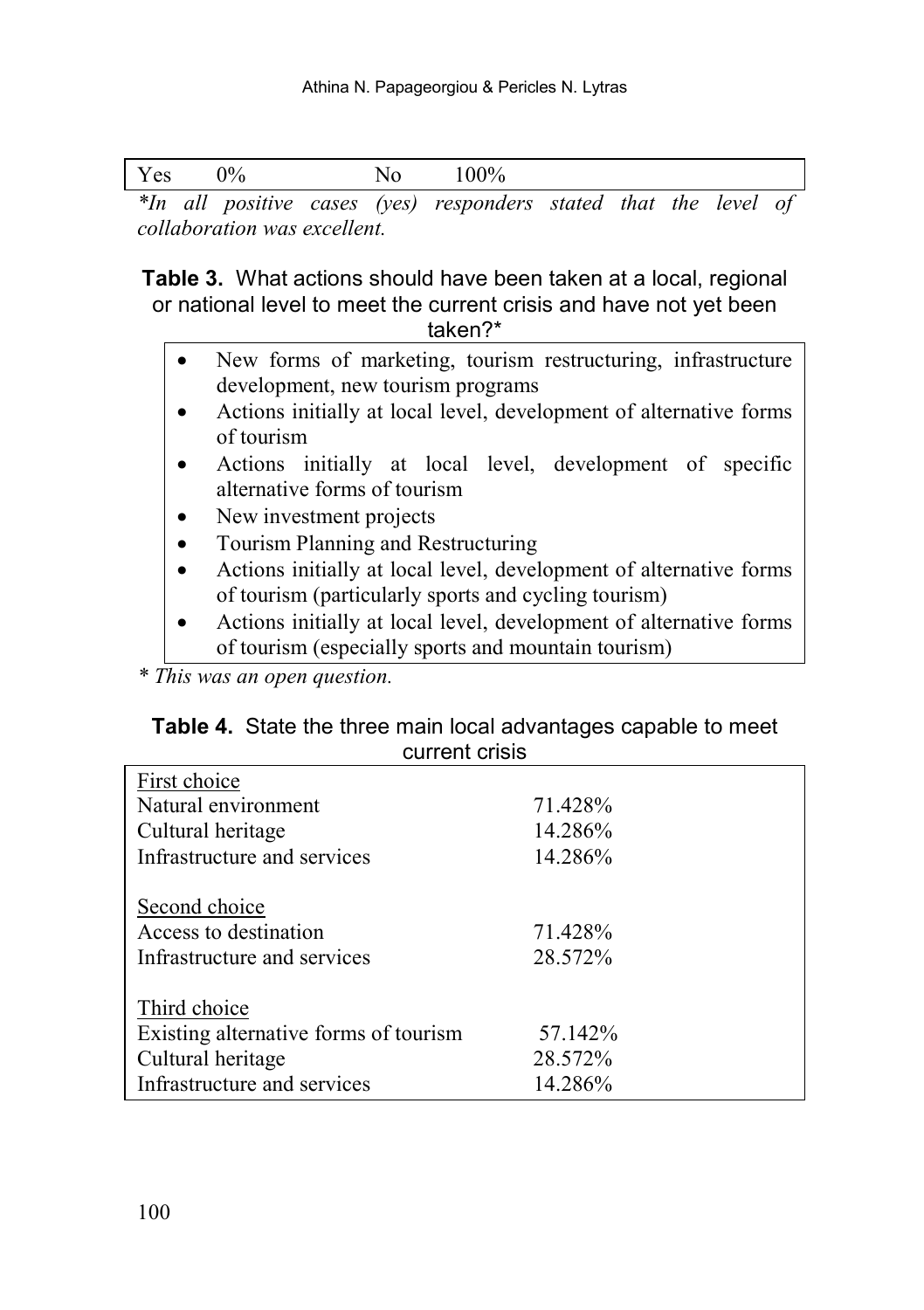| Yes | 0% | No | 100% |
|---|---|---|---|

*\*In all positive cases (yes) responders stated that the level of collaboration was excellent.*

**Table 3.** What actions should have been taken at a local, regional or national level to meet the current crisis and have not yet been taken?*

- New forms of marketing, tourism restructuring, infrastructure development, new tourism programs
- Actions initially at local level, development of alternative forms of tourism
- Actions initially at local level, development of specific alternative forms of tourism
- New investment projects
- Tourism Planning and Restructuring
- Actions initially at local level, development of alternative forms of tourism (particularly sports and cycling tourism)
- Actions initially at local level, development of alternative forms of tourism (especially sports and mountain tourism)

*\* This was an open question.*

**Table 4.** State the three main local advantages capable to meet current crisis

| | |
|---|---|
| First choice | |
| Natural environment | 71.428% |
| Cultural heritage | 14.286% |
| Infrastructure and services | 14.286% |
| Second choice | |
| Access to destination | 71.428% |
| Infrastructure and services | 28.572% |
| Third choice | |
| Existing alternative forms of tourism | 57.142% |
| Cultural heritage | 28.572% |
| Infrastructure and services | 14.286% |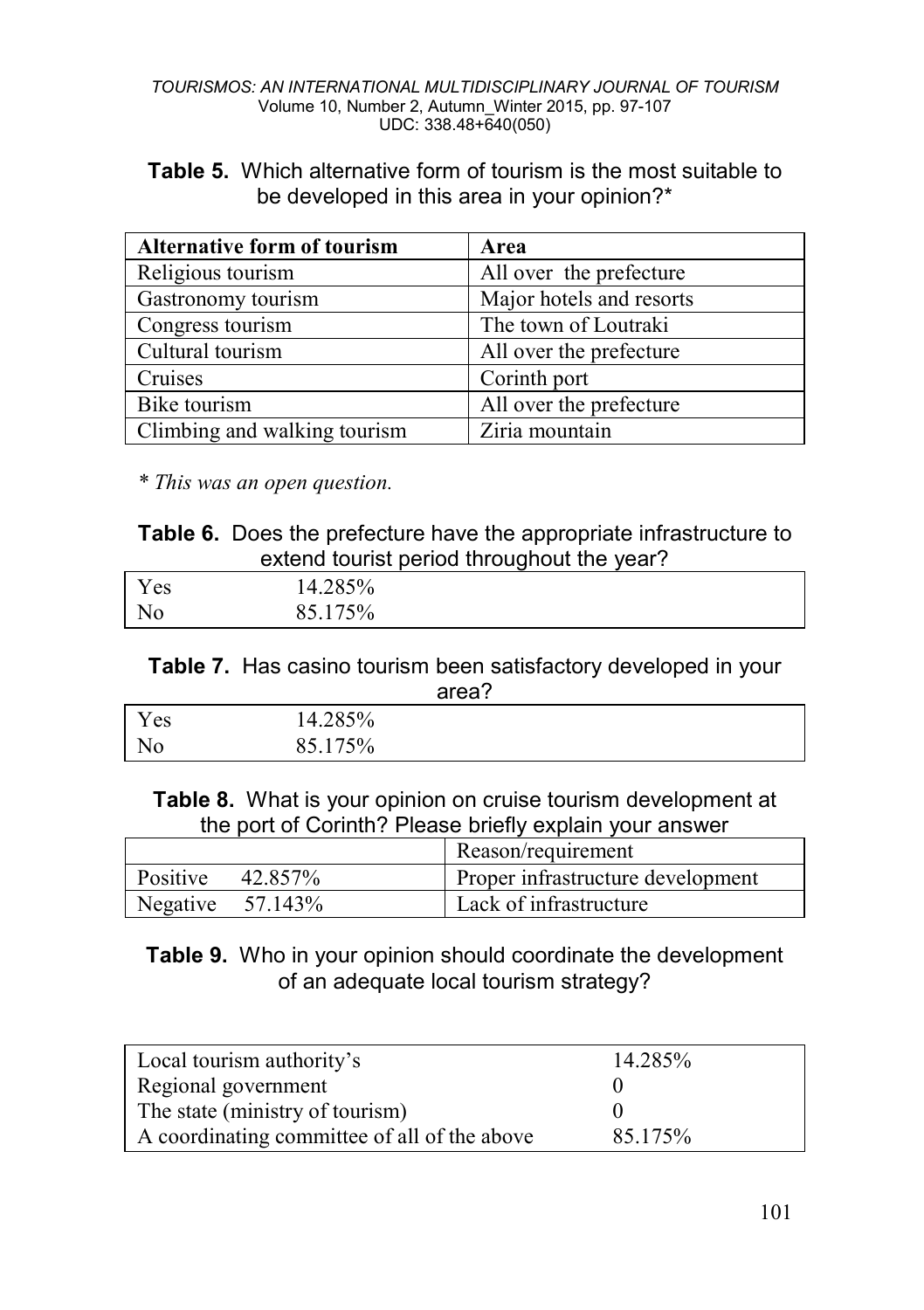**Table 5.** Which alternative form of tourism is the most suitable to be developed in this area in your opinion?*

| Alternative form of tourism | Area |
|---|---|
| Religious tourism | All over the prefecture |
| Gastronomy tourism | Major hotels and resorts |
| Congress tourism | The town of Loutraki |
| Cultural tourism | All over the prefecture |
| Cruises | Corinth port |
| Bike tourism | All over the prefecture |
| Climbing and walking tourism | Ziria mountain |

*\* This was an open question.*

**Table 6.** Does the prefecture have the appropriate infrastructure to extend tourist period throughout the year?

| | |
|---|---|
| Yes | 14.285% |
| No | 85.175% |

**Table 7.** Has casino tourism been satisfactory developed in your area?

| | |
|---|---|
| Yes | 14.285% |
| No | 85.175% |

**Table 8.** What is your opinion on cruise tourism development at the port of Corinth? Please briefly explain your answer

| | Reason/requirement |
|---|---|
| Positive 42.857% | Proper infrastructure development |
| Negative 57.143% | Lack of infrastructure |

**Table 9.** Who in your opinion should coordinate the development of an adequate local tourism strategy?

| | |
|---|---|
| Local tourism authority's | 14.285% |
| Regional government | 0 |
| The state (ministry of tourism) | 0 |
| A coordinating committee of all of the above | 85.175% |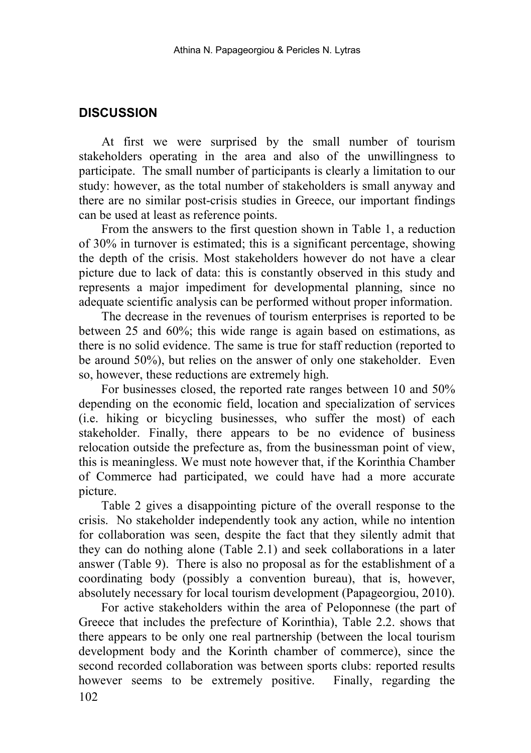## DISCUSSION

At first we were surprised by the small number of tourism stakeholders operating in the area and also of the unwillingness to participate. The small number of participants is clearly a limitation to our study: however, as the total number of stakeholders is small anyway and there are no similar post-crisis studies in Greece, our important findings can be used at least as reference points.

From the answers to the first question shown in Table 1, a reduction of 30% in turnover is estimated; this is a significant percentage, showing the depth of the crisis. Most stakeholders however do not have a clear picture due to lack of data: this is constantly observed in this study and represents a major impediment for developmental planning, since no adequate scientific analysis can be performed without proper information.

The decrease in the revenues of tourism enterprises is reported to be between 25 and 60%; this wide range is again based on estimations, as there is no solid evidence. The same is true for staff reduction (reported to be around 50%), but relies on the answer of only one stakeholder. Even so, however, these reductions are extremely high.

For businesses closed, the reported rate ranges between 10 and 50% depending on the economic field, location and specialization of services (i.e. hiking or bicycling businesses, who suffer the most) of each stakeholder. Finally, there appears to be no evidence of business relocation outside the prefecture as, from the businessman point of view, this is meaningless. We must note however that, if the Korinthia Chamber of Commerce had participated, we could have had a more accurate picture.

Table 2 gives a disappointing picture of the overall response to the crisis. No stakeholder independently took any action, while no intention for collaboration was seen, despite the fact that they silently admit that they can do nothing alone (Table 2.1) and seek collaborations in a later answer (Table 9). There is also no proposal as for the establishment of a coordinating body (possibly a convention bureau), that is, however, absolutely necessary for local tourism development (Papageorgiou, 2010).

For active stakeholders within the area of Peloponnese (the part of Greece that includes the prefecture of Korinthia), Table 2.2. shows that there appears to be only one real partnership (between the local tourism development body and the Korinth chamber of commerce), since the second recorded collaboration was between sports clubs: reported results however seems to be extremely positive. Finally, regarding the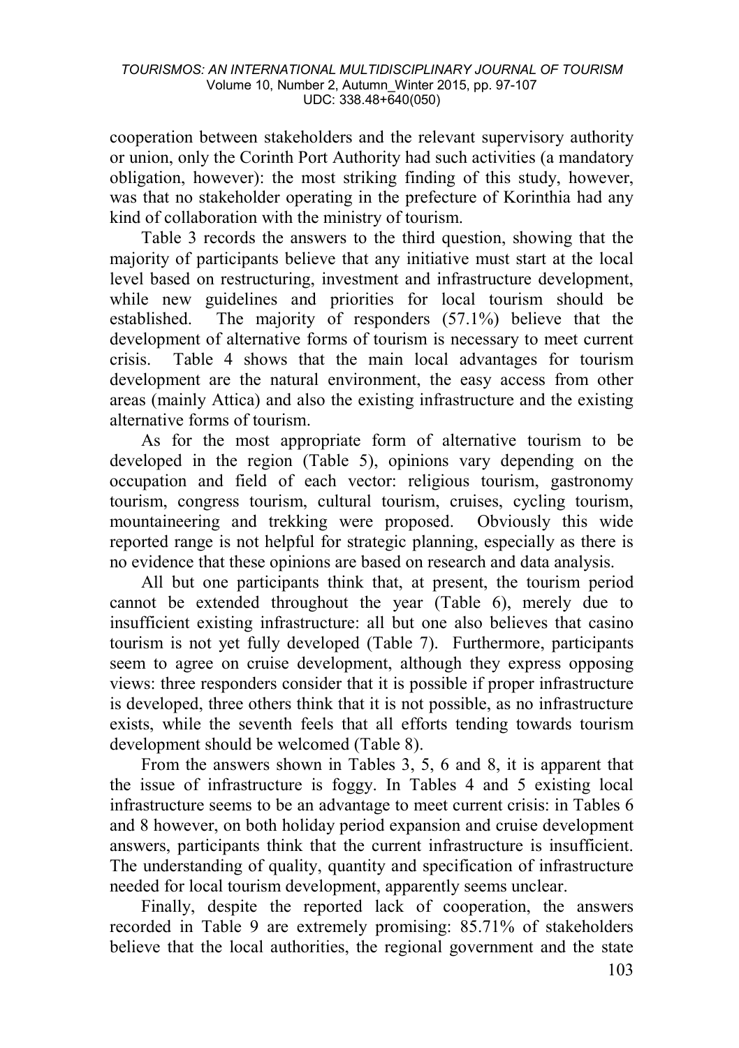cooperation between stakeholders and the relevant supervisory authority or union, only the Corinth Port Authority had such activities (a mandatory obligation, however): the most striking finding of this study, however, was that no stakeholder operating in the prefecture of Korinthia had any kind of collaboration with the ministry of tourism.

Table 3 records the answers to the third question, showing that the majority of participants believe that any initiative must start at the local level based on restructuring, investment and infrastructure development, while new guidelines and priorities for local tourism should be established. The majority of responders (57.1%) believe that the development of alternative forms of tourism is necessary to meet current crisis. Table 4 shows that the main local advantages for tourism development are the natural environment, the easy access from other areas (mainly Attica) and also the existing infrastructure and the existing alternative forms of tourism.

As for the most appropriate form of alternative tourism to be developed in the region (Table 5), opinions vary depending on the occupation and field of each vector: religious tourism, gastronomy tourism, congress tourism, cultural tourism, cruises, cycling tourism, mountaineering and trekking were proposed. Obviously this wide reported range is not helpful for strategic planning, especially as there is no evidence that these opinions are based on research and data analysis.

All but one participants think that, at present, the tourism period cannot be extended throughout the year (Table 6), merely due to insufficient existing infrastructure: all but one also believes that casino tourism is not yet fully developed (Table 7). Furthermore, participants seem to agree on cruise development, although they express opposing views: three responders consider that it is possible if proper infrastructure is developed, three others think that it is not possible, as no infrastructure exists, while the seventh feels that all efforts tending towards tourism development should be welcomed (Table 8).

From the answers shown in Tables 3, 5, 6 and 8, it is apparent that the issue of infrastructure is foggy. In Tables 4 and 5 existing local infrastructure seems to be an advantage to meet current crisis: in Tables 6 and 8 however, on both holiday period expansion and cruise development answers, participants think that the current infrastructure is insufficient. The understanding of quality, quantity and specification of infrastructure needed for local tourism development, apparently seems unclear.

Finally, despite the reported lack of cooperation, the answers recorded in Table 9 are extremely promising: 85.71% of stakeholders believe that the local authorities, the regional government and the state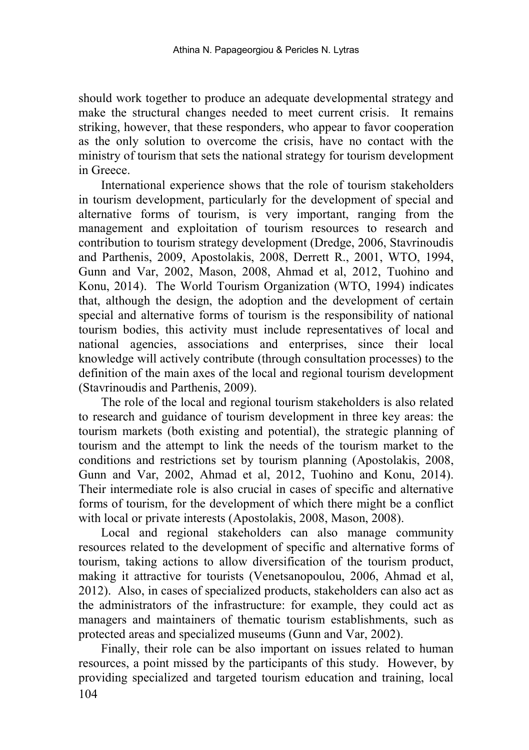should work together to produce an adequate developmental strategy and make the structural changes needed to meet current crisis. It remains striking, however, that these responders, who appear to favor cooperation as the only solution to overcome the crisis, have no contact with the ministry of tourism that sets the national strategy for tourism development in Greece.

International experience shows that the role of tourism stakeholders in tourism development, particularly for the development of special and alternative forms of tourism, is very important, ranging from the management and exploitation of tourism resources to research and contribution to tourism strategy development (Dredge, 2006, Stavrinoudis and Parthenis, 2009, Apostolakis, 2008, Derrett R., 2001, WTO, 1994, Gunn and Var, 2002, Mason, 2008, Ahmad et al, 2012, Tuohino and Konu, 2014). The World Tourism Organization (WTO, 1994) indicates that, although the design, the adoption and the development of certain special and alternative forms of tourism is the responsibility of national tourism bodies, this activity must include representatives of local and national agencies, associations and enterprises, since their local knowledge will actively contribute (through consultation processes) to the definition of the main axes of the local and regional tourism development (Stavrinoudis and Parthenis, 2009).

The role of the local and regional tourism stakeholders is also related to research and guidance of tourism development in three key areas: the tourism markets (both existing and potential), the strategic planning of tourism and the attempt to link the needs of the tourism market to the conditions and restrictions set by tourism planning (Apostolakis, 2008, Gunn and Var, 2002, Ahmad et al, 2012, Tuohino and Konu, 2014). Their intermediate role is also crucial in cases of specific and alternative forms of tourism, for the development of which there might be a conflict with local or private interests (Apostolakis, 2008, Mason, 2008).

Local and regional stakeholders can also manage community resources related to the development of specific and alternative forms of tourism, taking actions to allow diversification of the tourism product, making it attractive for tourists (Venetsanopoulou, 2006, Ahmad et al, 2012). Also, in cases of specialized products, stakeholders can also act as the administrators of the infrastructure: for example, they could act as managers and maintainers of thematic tourism establishments, such as protected areas and specialized museums (Gunn and Var, 2002).

Finally, their role can be also important on issues related to human resources, a point missed by the participants of this study. However, by providing specialized and targeted tourism education and training, local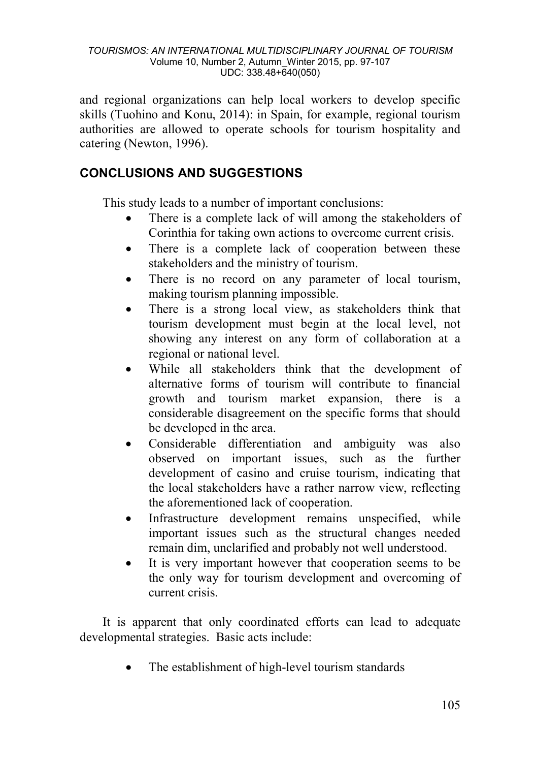and regional organizations can help local workers to develop specific skills (Tuohino and Konu, 2014): in Spain, for example, regional tourism authorities are allowed to operate schools for tourism hospitality and catering (Newton, 1996).

## CONCLUSIONS AND SUGGESTIONS

This study leads to a number of important conclusions:

- There is a complete lack of will among the stakeholders of Corinthia for taking own actions to overcome current crisis.
- There is a complete lack of cooperation between these stakeholders and the ministry of tourism.
- There is no record on any parameter of local tourism, making tourism planning impossible.
- There is a strong local view, as stakeholders think that tourism development must begin at the local level, not showing any interest on any form of collaboration at a regional or national level.
- While all stakeholders think that the development of alternative forms of tourism will contribute to financial growth and tourism market expansion, there is a considerable disagreement on the specific forms that should be developed in the area.
- Considerable differentiation and ambiguity was also observed on important issues, such as the further development of casino and cruise tourism, indicating that the local stakeholders have a rather narrow view, reflecting the aforementioned lack of cooperation.
- Infrastructure development remains unspecified, while important issues such as the structural changes needed remain dim, unclarified and probably not well understood.
- It is very important however that cooperation seems to be the only way for tourism development and overcoming of current crisis.

It is apparent that only coordinated efforts can lead to adequate developmental strategies. Basic acts include:

- The establishment of high-level tourism standards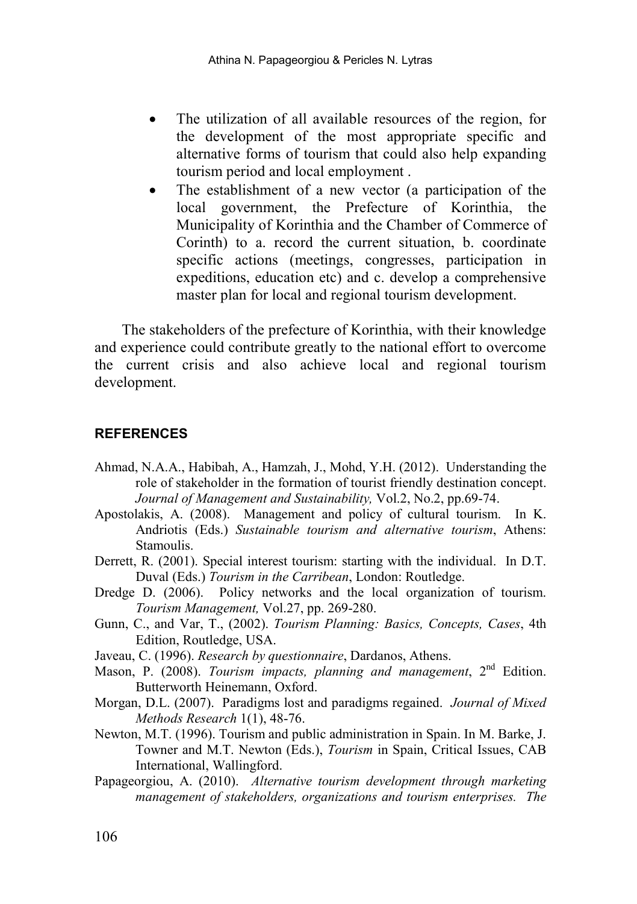- The utilization of all available resources of the region, for the development of the most appropriate specific and alternative forms of tourism that could also help expanding tourism period and local employment .
- The establishment of a new vector (a participation of the local government, the Prefecture of Korinthia, the Municipality of Korinthia and the Chamber of Commerce of Corinth) to a. record the current situation, b. coordinate specific actions (meetings, congresses, participation in expeditions, education etc) and c. develop a comprehensive master plan for local and regional tourism development.

The stakeholders of the prefecture of Korinthia, with their knowledge and experience could contribute greatly to the national effort to overcome the current crisis and also achieve local and regional tourism development.

## REFERENCES

Ahmad, N.A.A., Habibah, A., Hamzah, J., Mohd, Y.H. (2012). Understanding the role of stakeholder in the formation of tourist friendly destination concept. *Journal of Management and Sustainability,* Vol.2, No.2, pp.69-74.

Apostolakis, A. (2008). Management and policy of cultural tourism. In K. Andriotis (Eds.) *Sustainable tourism and alternative tourism*, Athens: Stamoulis.

Derrett, R. (2001). Special interest tourism: starting with the individual. In D.T. Duval (Eds.) *Tourism in the Carribean*, London: Routledge.

Dredge D. (2006). Policy networks and the local organization of tourism. *Tourism Management,* Vol.27, pp. 269-280.

Gunn, C., and Var, T., (2002). *Tourism Planning: Basics, Concepts, Cases*, 4th Edition, Routledge, USA.

Javeau, C. (1996). *Research by questionnaire*, Dardanos, Athens.

Mason, P. (2008). *Tourism impacts, planning and management*, 2nd Edition. Butterworth Heinemann, Oxford.

Morgan, D.L. (2007). Paradigms lost and paradigms regained. *Journal of Mixed Methods Research* 1(1), 48-76.

Newton, M.T. (1996). Tourism and public administration in Spain. In M. Barke, J. Towner and M.T. Newton (Eds.), *Tourism* in Spain, Critical Issues, CAB International, Wallingford.

Papageorgiou, A. (2010). *Alternative tourism development through marketing management of stakeholders, organizations and tourism enterprises. The*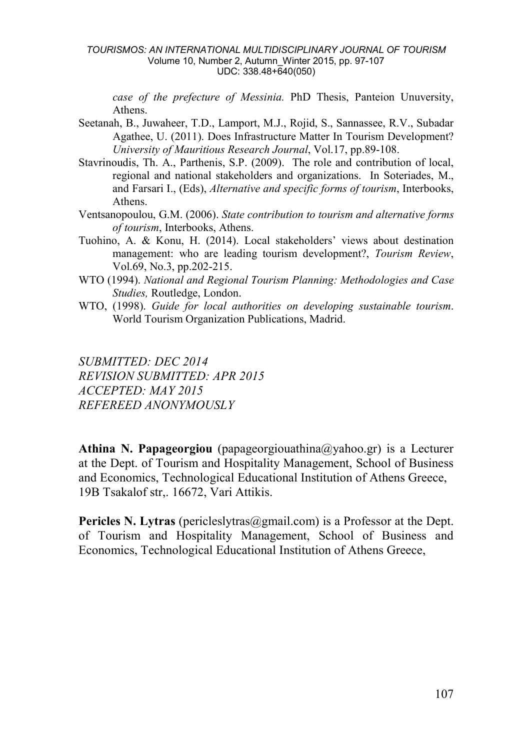*case of the prefecture of Messinia.* PhD Thesis, Panteion Unuversity, Athens.

Seetanah, B., Juwaheer, T.D., Lamport, M.J., Rojid, S., Sannassee, R.V., Subadar Agathee, U. (2011). Does Infrastructure Matter In Tourism Development? *University of Mauritious Research Journal*, Vol.17, pp.89-108.

Stavrinoudis, Th. A., Parthenis, S.P. (2009). The role and contribution of local, regional and national stakeholders and organizations. In Soteriades, M., and Farsari I., (Eds), *Alternative and specific forms of tourism*, Interbooks, Athens.

Ventsanopoulou, G.M. (2006). *State contribution to tourism and alternative forms of tourism*, Interbooks, Athens.

Tuohino, A. & Konu, H. (2014). Local stakeholders' views about destination management: who are leading tourism development?, *Tourism Review*, Vol.69, No.3, pp.202-215.

WTO (1994). *National and Regional Tourism Planning: Methodologies and Case Studies,* Routledge, London.

WTO, (1998). *Guide for local authorities on developing sustainable tourism*. World Tourism Organization Publications, Madrid.

*SUBMITTED: DEC 2014*
*REVISION SUBMITTED: APR 2015*
*ACCEPTED: MAY 2015*
*REFEREED ANONYMOUSLY*

**Athina N. Papageorgiou** (papageorgiouathina@yahoo.gr) is a Lecturer at the Dept. of Tourism and Hospitality Management, School of Business and Economics, Technological Educational Institution of Athens Greece, 19B Tsakalof str,. 16672, Vari Attikis.

**Pericles N. Lytras** (pericleslytras@gmail.com) is a Professor at the Dept. of Tourism and Hospitality Management, School of Business and Economics, Technological Educational Institution of Athens Greece,